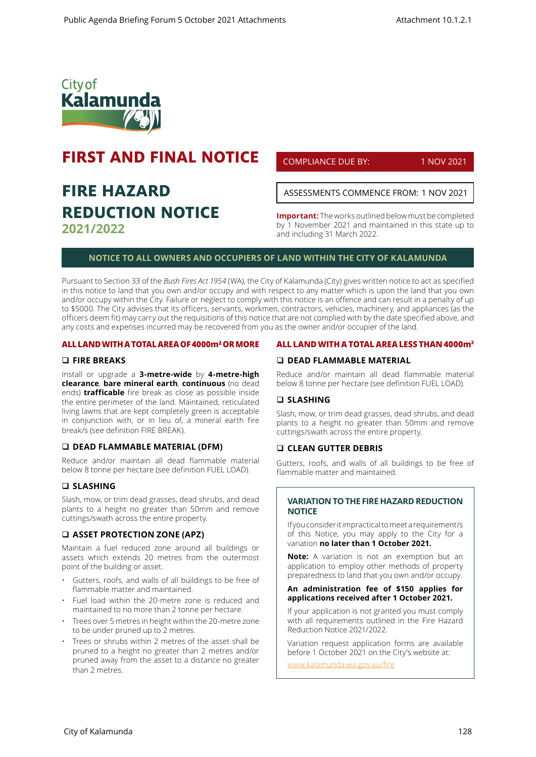City of Kalamunda

# FIRST AND FINAL NOTICE

COMPLIANCE DUE BY: 1 NOV 2021

# FIRE HAZARD REDUCTION NOTICE 2021/2022

ASSESSMENTS COMMENCE FROM: 1 NOV 2021

**Important:** The works outlined below must be completed by 1 November 2021 and maintained in this state up to and including 31 March 2022.

## NOTICE TO ALL OWNERS AND OCCUPIERS OF LAND WITHIN THE CITY OF KALAMUNDA

Pursuant to Section 33 of the *Bush Fires Act 1954* (WA), the City of Kalamunda (City) gives written notice to act as specified in this notice to land that you own and/or occupy and with respect to any matter which is upon the land that you own and/or occupy within the City. Failure or neglect to comply with this notice is an offence and can result in a penalty of up to $5000. The City advises that its officers, servants, workmen, contractors, vehicles, machinery, and appliances (as the officers deem fit) may carry out the requisitions of this notice that are not complied with by the date specified above, and any costs and expenses incurred may be recovered from you as the owner and/or occupier of the land.

## ALL LAND WITH A TOTAL AREA OF 4000m² OR MORE

### ❑ FIRE BREAKS

Install or upgrade a **3-metre-wide** by **4-metre-high clearance**, **bare mineral earth**, **continuous** (no dead ends) **trafficable** fire break as close as possible inside the entire perimeter of the land. Maintained, reticulated living lawns that are kept completely green is acceptable in conjunction with, or in lieu of, a mineral earth fire break/s (see definition FIRE BREAK).

### ❑ DEAD FLAMMABLE MATERIAL (DFM)

Reduce and/or maintain all dead flammable material below 8 tonne per hectare (see definition FUEL LOAD).

### ❑ SLASHING

Slash, mow, or trim dead grasses, dead shrubs, and dead plants to a height no greater than 50mm and remove cuttings/swath across the entire property.

### ❑ ASSET PROTECTION ZONE (APZ)

Maintain a fuel reduced zone around all buildings or assets which extends 20 metres from the outermost point of the building or asset.

- Gutters, roofs, and walls of all buildings to be free of flammable matter and maintained.
- Fuel load within the 20-metre zone is reduced and maintained to no more than 2 tonne per hectare.
- Trees over 5 metres in height within the 20-metre zone to be under pruned up to 2 metres.
- Trees or shrubs within 2 metres of the asset shall be pruned to a height no greater than 2 metres and/or pruned away from the asset to a distance no greater than 2 metres.

## ALL LAND WITH A TOTAL AREA LESS THAN 4000m²

### ❑ DEAD FLAMMABLE MATERIAL

Reduce and/or maintain all dead flammable material below 8 tonne per hectare (see definition FUEL LOAD).

### ❑ SLASHING

Slash, mow, or trim dead grasses, dead shrubs, and dead plants to a height no greater than 50mm and remove cuttings/swath across the entire property.

### ❑ CLEAN GUTTER DEBRIS

Gutters, roofs, and walls of all buildings to be free of flammable matter and maintained.

### VARIATION TO THE FIRE HAZARD REDUCTION NOTICE

If you consider it impractical to meet a requirement/s of this Notice, you may apply to the City for a variation **no later than 1 October 2021.**

**Note:** A variation is not an exemption but an application to employ other methods of property preparedness to land that you own and/or occupy.

**An administration fee of $150 applies for applications received after 1 October 2021.**

If your application is not granted you must comply with all requirements outlined in the Fire Hazard Reduction Notice 2021/2022.

Variation request application forms are available before 1 October 2021 on the City's website at: www.kalamunda.wa.gov.au/fire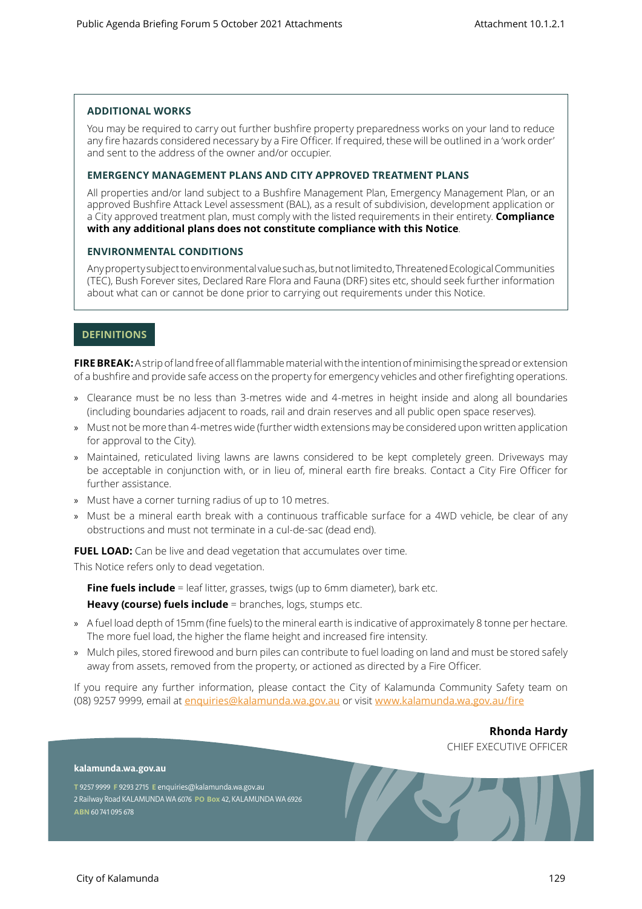## ADDITIONAL WORKS

You may be required to carry out further bushfire property preparedness works on your land to reduce any fire hazards considered necessary by a Fire Officer. If required, these will be outlined in a 'work order' and sent to the address of the owner and/or occupier.

## EMERGENCY MANAGEMENT PLANS AND CITY APPROVED TREATMENT PLANS

All properties and/or land subject to a Bushfire Management Plan, Emergency Management Plan, or an approved Bushfire Attack Level assessment (BAL), as a result of subdivision, development application or a City approved treatment plan, must comply with the listed requirements in their entirety. **Compliance with any additional plans does not constitute compliance with this Notice**.

## ENVIRONMENTAL CONDITIONS

Any property subject to environmental value such as, but not limited to, Threatened Ecological Communities (TEC), Bush Forever sites, Declared Rare Flora and Fauna (DRF) sites etc, should seek further information about what can or cannot be done prior to carrying out requirements under this Notice.

## DEFINITIONS

**FIRE BREAK:** A strip of land free of all flammable material with the intention of minimising the spread or extension of a bushfire and provide safe access on the property for emergency vehicles and other firefighting operations.

- Clearance must be no less than 3-metres wide and 4-metres in height inside and along all boundaries (including boundaries adjacent to roads, rail and drain reserves and all public open space reserves).
- Must not be more than 4-metres wide (further width extensions may be considered upon written application for approval to the City).
- Maintained, reticulated living lawns are lawns considered to be kept completely green. Driveways may be acceptable in conjunction with, or in lieu of, mineral earth fire breaks. Contact a City Fire Officer for further assistance.
- Must have a corner turning radius of up to 10 metres.
- Must be a mineral earth break with a continuous trafficable surface for a 4WD vehicle, be clear of any obstructions and must not terminate in a cul-de-sac (dead end).

**FUEL LOAD:** Can be live and dead vegetation that accumulates over time.

This Notice refers only to dead vegetation.

**Fine fuels include** = leaf litter, grasses, twigs (up to 6mm diameter), bark etc.

**Heavy (course) fuels include** = branches, logs, stumps etc.

- A fuel load depth of 15mm (fine fuels) to the mineral earth is indicative of approximately 8 tonne per hectare. The more fuel load, the higher the flame height and increased fire intensity.
- Mulch piles, stored firewood and burn piles can contribute to fuel loading on land and must be stored safely away from assets, removed from the property, or actioned as directed by a Fire Officer.

If you require any further information, please contact the City of Kalamunda Community Safety team on (08) 9257 9999, email at enquiries@kalamunda.wa.gov.au or visit www.kalamunda.wa.gov.au/fire

**Rhonda Hardy**
CHIEF EXECUTIVE OFFICER

**kalamunda.wa.gov.au**

**T** 9257 9999 **F** 9293 2715 **E** enquiries@kalamunda.wa.gov.au
2 Railway Road KALAMUNDA WA 6076 **PO Box** 42, KALAMUNDA WA 6926
**ABN** 60 741 095 678